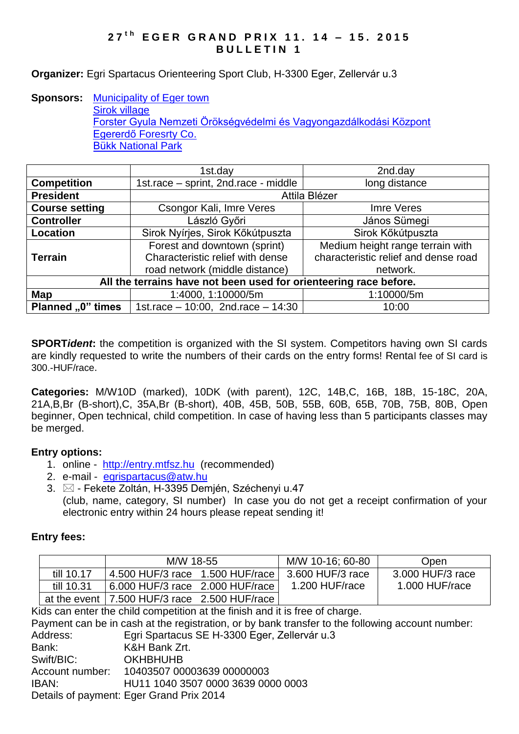# 27[th] EGER GRAND PRIX 11. 14 – 15. 2015
## BULLETIN 1

**Organizer:** Egri Spartacus Orienteering Sport Club, H-3300 Eger, Zellervár u.3

**Sponsors:** Municipality of Eger town
Sirok village
Forster Gyula Nemzeti Örökségvédelmi és Vagyongazdálkodási Központ
Egererdő Foresrty Co.
Bükk National Park

| | 1st.day | 2nd.day |
|---|---|---|
| **Competition** | 1st.race – sprint, 2nd.race - middle | long distance |
| **President** | Attila Blézer | |
| **Course setting** | Csongor Kali, Imre Veres | Imre Veres |
| **Controller** | László Győri | János Sümegi |
| **Location** | Sirok Nyírjes, Sirok Kőkútpuszta | Sirok Kőkútpuszta |
| **Terrain** | Forest and downtown (sprint) Characteristic relief with dense road network (middle distance) | Medium height range terrain with characteristic relief and dense road network. |
| **All the terrains have not been used for orienteering race before.** | | |
| **Map** | 1:4000, 1:10000/5m | 1:10000/5m |
| **Planned „0" times** | 1st.race – 10:00, 2nd.race – 14:30 | 10:00 |

**SPORT*ident*:** the competition is organized with the SI system. Competitors having own SI cards are kindly requested to write the numbers of their cards on the entry forms! Rental fee of SI card is 300.-HUF/race.

**Categories:** M/W10D (marked), 10DK (with parent), 12C, 14B,C, 16B, 18B, 15-18C, 20A, 21A,B,Br (B-short),C, 35A,Br (B-short), 40B, 45B, 50B, 55B, 60B, 65B, 70B, 75B, 80B, Open beginner, Open technical, child competition. In case of having less than 5 participants classes may be merged.

**Entry options:**

1. online - http://entry.mtfsz.hu (recommended)
2. e-mail - egrispartacus@atw.hu
3. ✉ - Fekete Zoltán, H-3395 Demjén, Széchenyi u.47
   (club, name, category, SI number) In case you do not get a receipt confirmation of your electronic entry within 24 hours please repeat sending it!

**Entry fees:**

| | M/W 18-55 | | M/W 10-16; 60-80 | Open |
|---|---|---|---|---|
| till 10.17 | 4.500 HUF/3 race | 1.500 HUF/race | 3.600 HUF/3 race 1.200 HUF/race | 3.000 HUF/3 race 1.000 HUF/race |
| till 10.31 | 6.000 HUF/3 race | 2.000 HUF/race | | |
| at the event | 7.500 HUF/3 race | 2.500 HUF/race | | |

Kids can enter the child competition at the finish and it is free of charge.
Payment can be in cash at the registration, or by bank transfer to the following account number:

Address: Egri Spartacus SE H-3300 Eger, Zellervár u.3
Bank: K&H Bank Zrt.
Swift/BIC: OKHBHUHB
Account number: 10403507 00003639 00000003
IBAN: HU11 1040 3507 0000 3639 0000 0003
Details of payment: Eger Grand Prix 2014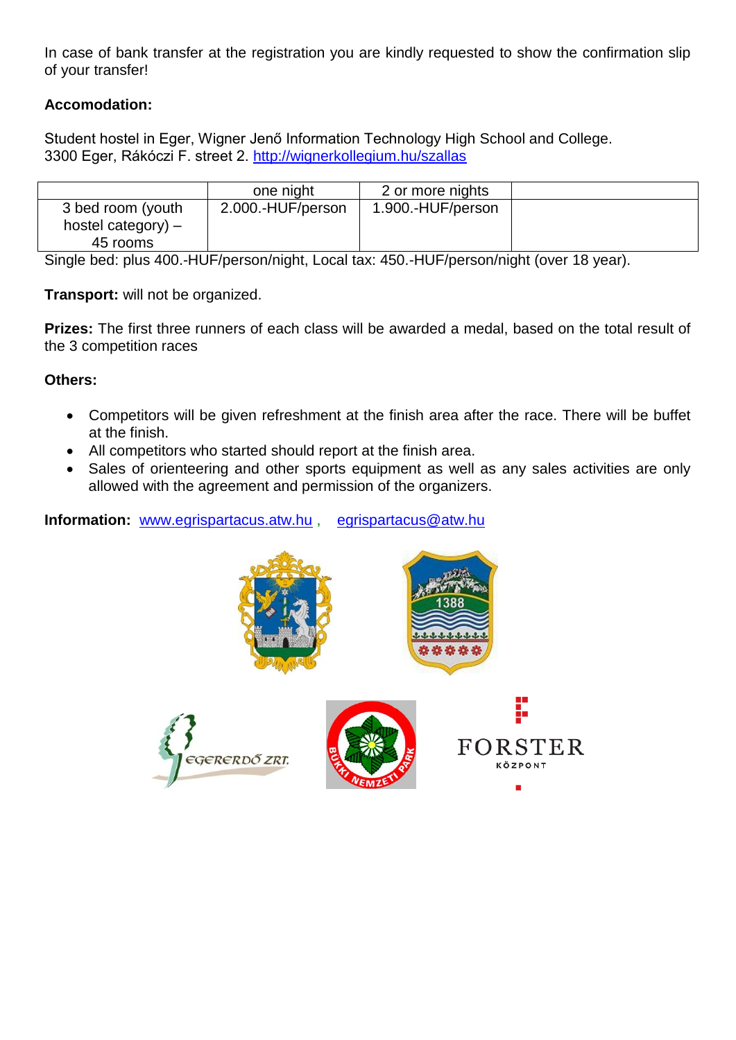In case of bank transfer at the registration you are kindly requested to show the confirmation slip of your transfer!

**Accomodation:**

Student hostel in Eger, Wigner Jenő Information Technology High School and College.
3300 Eger, Rákóczi F. street 2. http://wignerkollegium.hu/szallas

| | one night | 2 or more nights | |
|---|---|---|---|
| 3 bed room (youth hostel category) – 45 rooms | 2.000.-HUF/person | 1.900.-HUF/person | |

Single bed: plus 400.-HUF/person/night, Local tax: 450.-HUF/person/night (over 18 year).

**Transport:** will not be organized.

**Prizes:** The first three runners of each class will be awarded a medal, based on the total result of the 3 competition races

**Others:**

- Competitors will be given refreshment at the finish area after the race. There will be buffet at the finish.
- All competitors who started should report at the finish area.
- Sales of orienteering and other sports equipment as well as any sales activities are only allowed with the agreement and permission of the organizers.

**Information:** www.egrispartacus.atw.hu , egrispartacus@atw.hu